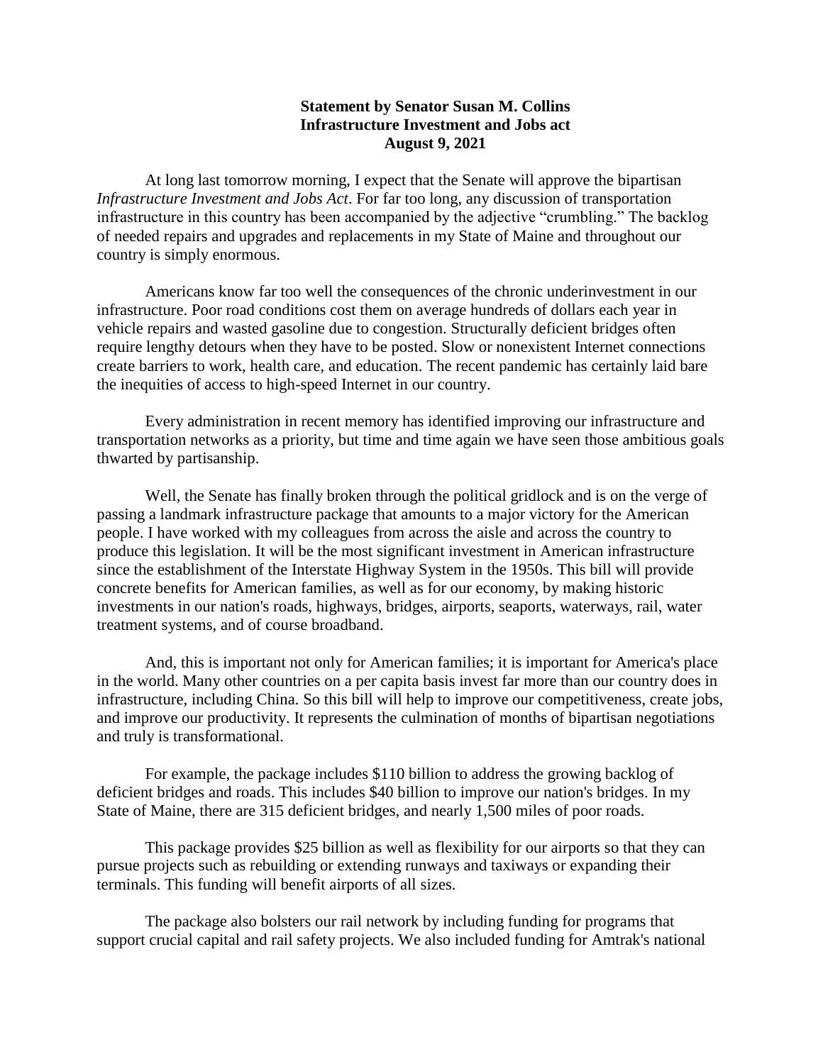**Statement by Senator Susan M. Collins**
**Infrastructure Investment and Jobs act**
**August 9, 2021**

At long last tomorrow morning, I expect that the Senate will approve the bipartisan *Infrastructure Investment and Jobs Act*. For far too long, any discussion of transportation infrastructure in this country has been accompanied by the adjective "crumbling." The backlog of needed repairs and upgrades and replacements in my State of Maine and throughout our country is simply enormous.

Americans know far too well the consequences of the chronic underinvestment in our infrastructure. Poor road conditions cost them on average hundreds of dollars each year in vehicle repairs and wasted gasoline due to congestion. Structurally deficient bridges often require lengthy detours when they have to be posted. Slow or nonexistent Internet connections create barriers to work, health care, and education. The recent pandemic has certainly laid bare the inequities of access to high-speed Internet in our country.

Every administration in recent memory has identified improving our infrastructure and transportation networks as a priority, but time and time again we have seen those ambitious goals thwarted by partisanship.

Well, the Senate has finally broken through the political gridlock and is on the verge of passing a landmark infrastructure package that amounts to a major victory for the American people. I have worked with my colleagues from across the aisle and across the country to produce this legislation. It will be the most significant investment in American infrastructure since the establishment of the Interstate Highway System in the 1950s. This bill will provide concrete benefits for American families, as well as for our economy, by making historic investments in our nation's roads, highways, bridges, airports, seaports, waterways, rail, water treatment systems, and of course broadband.

And, this is important not only for American families; it is important for America's place in the world. Many other countries on a per capita basis invest far more than our country does in infrastructure, including China. So this bill will help to improve our competitiveness, create jobs, and improve our productivity. It represents the culmination of months of bipartisan negotiations and truly is transformational.

For example, the package includes $110 billion to address the growing backlog of deficient bridges and roads. This includes $40 billion to improve our nation's bridges. In my State of Maine, there are 315 deficient bridges, and nearly 1,500 miles of poor roads.

This package provides $25 billion as well as flexibility for our airports so that they can pursue projects such as rebuilding or extending runways and taxiways or expanding their terminals. This funding will benefit airports of all sizes.

The package also bolsters our rail network by including funding for programs that support crucial capital and rail safety projects. We also included funding for Amtrak's national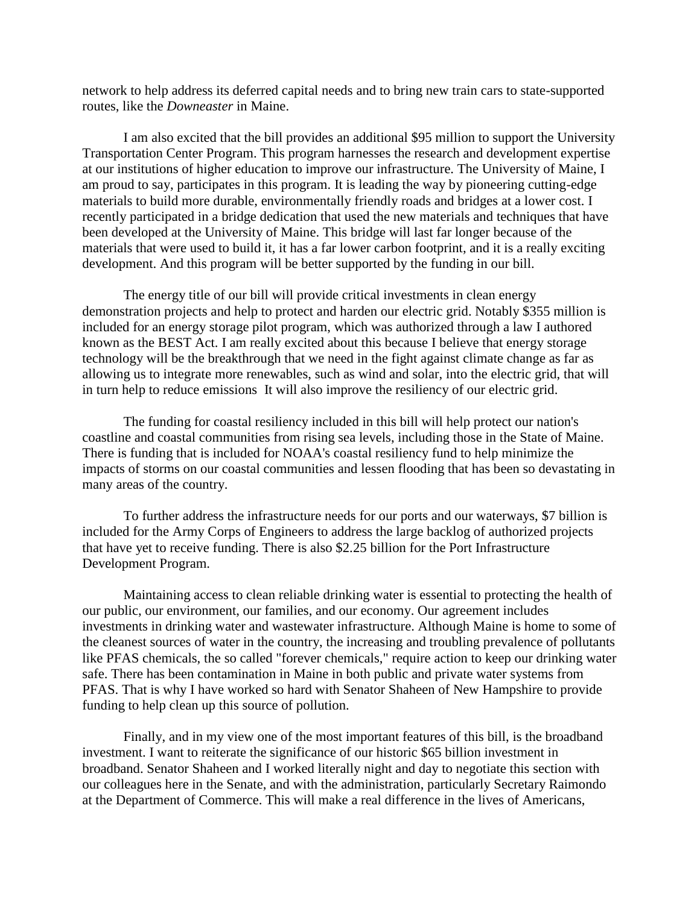network to help address its deferred capital needs and to bring new train cars to state-supported routes, like the *Downeaster* in Maine.

I am also excited that the bill provides an additional $95 million to support the University Transportation Center Program. This program harnesses the research and development expertise at our institutions of higher education to improve our infrastructure. The University of Maine, I am proud to say, participates in this program. It is leading the way by pioneering cutting-edge materials to build more durable, environmentally friendly roads and bridges at a lower cost. I recently participated in a bridge dedication that used the new materials and techniques that have been developed at the University of Maine. This bridge will last far longer because of the materials that were used to build it, it has a far lower carbon footprint, and it is a really exciting development. And this program will be better supported by the funding in our bill.

The energy title of our bill will provide critical investments in clean energy demonstration projects and help to protect and harden our electric grid. Notably $355 million is included for an energy storage pilot program, which was authorized through a law I authored known as the BEST Act. I am really excited about this because I believe that energy storage technology will be the breakthrough that we need in the fight against climate change as far as allowing us to integrate more renewables, such as wind and solar, into the electric grid, that will in turn help to reduce emissions  It will also improve the resiliency of our electric grid.

The funding for coastal resiliency included in this bill will help protect our nation's coastline and coastal communities from rising sea levels, including those in the State of Maine. There is funding that is included for NOAA's coastal resiliency fund to help minimize the impacts of storms on our coastal communities and lessen flooding that has been so devastating in many areas of the country.

To further address the infrastructure needs for our ports and our waterways, $7 billion is included for the Army Corps of Engineers to address the large backlog of authorized projects that have yet to receive funding. There is also $2.25 billion for the Port Infrastructure Development Program.

Maintaining access to clean reliable drinking water is essential to protecting the health of our public, our environment, our families, and our economy. Our agreement includes investments in drinking water and wastewater infrastructure. Although Maine is home to some of the cleanest sources of water in the country, the increasing and troubling prevalence of pollutants like PFAS chemicals, the so called "forever chemicals," require action to keep our drinking water safe. There has been contamination in Maine in both public and private water systems from PFAS. That is why I have worked so hard with Senator Shaheen of New Hampshire to provide funding to help clean up this source of pollution.

Finally, and in my view one of the most important features of this bill, is the broadband investment. I want to reiterate the significance of our historic $65 billion investment in broadband. Senator Shaheen and I worked literally night and day to negotiate this section with our colleagues here in the Senate, and with the administration, particularly Secretary Raimondo at the Department of Commerce. This will make a real difference in the lives of Americans,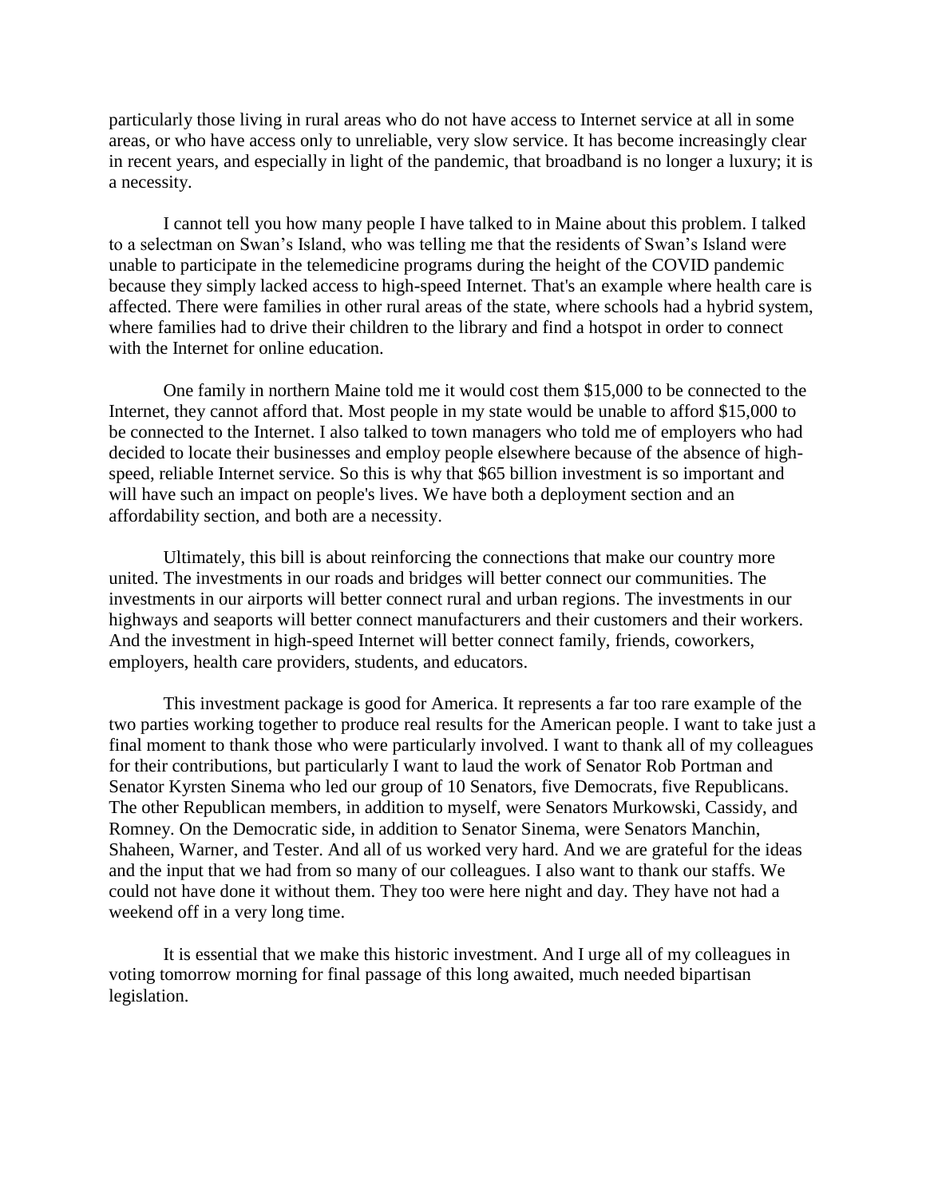particularly those living in rural areas who do not have access to Internet service at all in some areas, or who have access only to unreliable, very slow service. It has become increasingly clear in recent years, and especially in light of the pandemic, that broadband is no longer a luxury; it is a necessity.

I cannot tell you how many people I have talked to in Maine about this problem. I talked to a selectman on Swan's Island, who was telling me that the residents of Swan's Island were unable to participate in the telemedicine programs during the height of the COVID pandemic because they simply lacked access to high-speed Internet. That's an example where health care is affected. There were families in other rural areas of the state, where schools had a hybrid system, where families had to drive their children to the library and find a hotspot in order to connect with the Internet for online education.

One family in northern Maine told me it would cost them $15,000 to be connected to the Internet, they cannot afford that. Most people in my state would be unable to afford $15,000 to be connected to the Internet. I also talked to town managers who told me of employers who had decided to locate their businesses and employ people elsewhere because of the absence of high-speed, reliable Internet service. So this is why that $65 billion investment is so important and will have such an impact on people's lives. We have both a deployment section and an affordability section, and both are a necessity.

Ultimately, this bill is about reinforcing the connections that make our country more united. The investments in our roads and bridges will better connect our communities. The investments in our airports will better connect rural and urban regions. The investments in our highways and seaports will better connect manufacturers and their customers and their workers. And the investment in high-speed Internet will better connect family, friends, coworkers, employers, health care providers, students, and educators.

This investment package is good for America. It represents a far too rare example of the two parties working together to produce real results for the American people. I want to take just a final moment to thank those who were particularly involved. I want to thank all of my colleagues for their contributions, but particularly I want to laud the work of Senator Rob Portman and Senator Kyrsten Sinema who led our group of 10 Senators, five Democrats, five Republicans. The other Republican members, in addition to myself, were Senators Murkowski, Cassidy, and Romney. On the Democratic side, in addition to Senator Sinema, were Senators Manchin, Shaheen, Warner, and Tester. And all of us worked very hard. And we are grateful for the ideas and the input that we had from so many of our colleagues. I also want to thank our staffs. We could not have done it without them. They too were here night and day. They have not had a weekend off in a very long time.

It is essential that we make this historic investment. And I urge all of my colleagues in voting tomorrow morning for final passage of this long awaited, much needed bipartisan legislation.